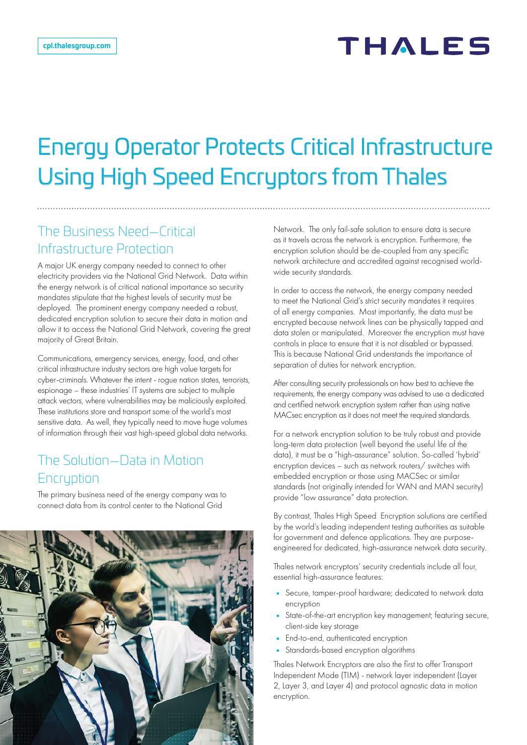# Energy Operator Protects Critical Infrastructure Using High Speed Encryptors from Thales

## The Business Need—Critical Infrastructure Protection

A major UK energy company needed to connect to other electricity providers via the National Grid Network. Data within the energy network is of critical national importance so security mandates stipulate that the highest levels of security must be deployed. The prominent energy company needed a robust, dedicated encryption solution to secure their data in motion and allow it to access the National Grid Network, covering the great majority of Great Britain.

Communications, emergency services, energy, food, and other critical infrastructure industry sectors are high value targets for cyber-criminals. Whatever the intent - rogue nation states, terrorists, espionage – these industries' IT systems are subject to multiple attack vectors, where vulnerabilities may be maliciously exploited. These institutions store and transport some of the world's most sensitive data. As well, they typically need to move huge volumes of information through their vast high-speed global data networks.

## The Solution—Data in Motion Encryption

The primary business need of the energy company was to connect data from its control center to the National Grid Network. The only fail-safe solution to ensure data is secure as it travels across the network is encryption. Furthermore, the encryption solution should be de-coupled from any specific network architecture and accredited against recognised world-wide security standards.

In order to access the network, the energy company needed to meet the National Grid's strict security mandates it requires of all energy companies. Most importantly, the data must be encrypted because network lines can be physically tapped and data stolen or manipulated. Moreover the encryption must have controls in place to ensure that it is not disabled or bypassed. This is because National Grid understands the importance of separation of duties for network encryption.

After consulting security professionals on how best to achieve the requirements, the energy company was advised to use a dedicated and certified network encryption system rather than using native MACsec encryption as it does not meet the required standards.

For a network encryption solution to be truly robust and provide long-term data protection (well beyond the useful life of the data), it must be a "high-assurance" solution. So-called 'hybrid' encryption devices – such as network routers/ switches with embedded encryption or those using MACSec or similar standards (not originally intended for WAN and MAN security) provide "low assurance" data protection.

By contrast, Thales High Speed Encryption solutions are certified by the world's leading independent testing authorities as suitable for government and defence applications. They are purpose-engineered for dedicated, high-assurance network data security.

Thales network encryptors' security credentials include all four, essential high-assurance features:

- Secure, tamper-proof hardware; dedicated to network data encryption
- State-of-the-art encryption key management; featuring secure, client-side key storage
- End-to-end, authenticated encryption
- Standards-based encryption algorithms

Thales Network Encryptors are also the first to offer Transport Independent Mode (TIM) - network layer independent (Layer 2, Layer 3, and Layer 4) and protocol agnostic data in motion encryption.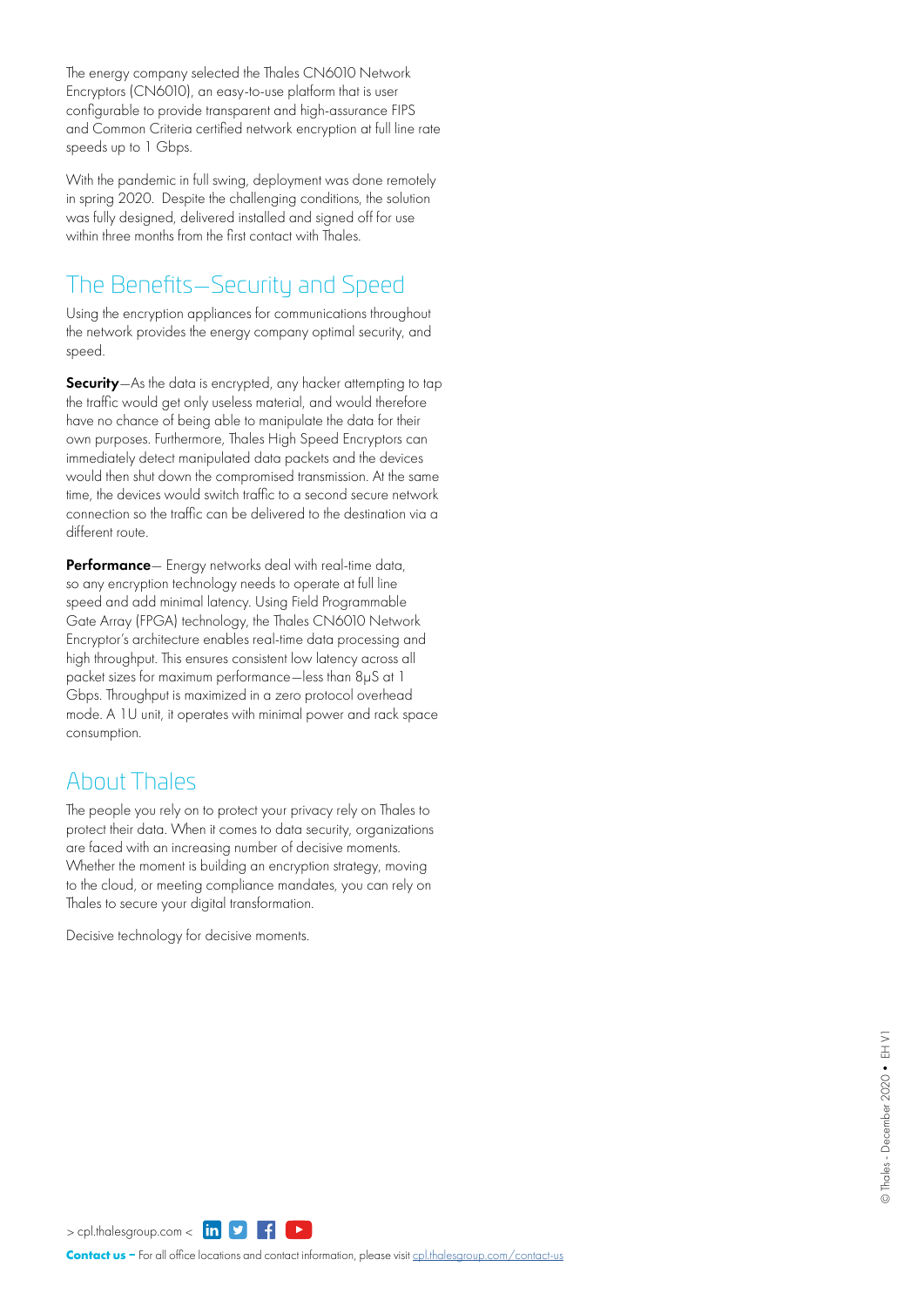The energy company selected the Thales CN6010 Network Encryptors (CN6010), an easy-to-use platform that is user configurable to provide transparent and high-assurance FIPS and Common Criteria certified network encryption at full line rate speeds up to 1 Gbps.

With the pandemic in full swing, deployment was done remotely in spring 2020. Despite the challenging conditions, the solution was fully designed, delivered installed and signed off for use within three months from the first contact with Thales.

## The Benefits—Security and Speed

Using the encryption appliances for communications throughout the network provides the energy company optimal security, and speed.

**Security**—As the data is encrypted, any hacker attempting to tap the traffic would get only useless material, and would therefore have no chance of being able to manipulate the data for their own purposes. Furthermore, Thales High Speed Encryptors can immediately detect manipulated data packets and the devices would then shut down the compromised transmission. At the same time, the devices would switch traffic to a second secure network connection so the traffic can be delivered to the destination via a different route.

**Performance**— Energy networks deal with real-time data, so any encryption technology needs to operate at full line speed and add minimal latency. Using Field Programmable Gate Array (FPGA) technology, the Thales CN6010 Network Encryptor's architecture enables real-time data processing and high throughput. This ensures consistent low latency across all packet sizes for maximum performance—less than 8µS at 1 Gbps. Throughput is maximized in a zero protocol overhead mode. A 1U unit, it operates with minimal power and rack space consumption.

## About Thales

The people you rely on to protect your privacy rely on Thales to protect their data. When it comes to data security, organizations are faced with an increasing number of decisive moments. Whether the moment is building an encryption strategy, moving to the cloud, or meeting compliance mandates, you can rely on Thales to secure your digital transformation.

Decisive technology for decisive moments.

© Thales - December 2020 • EH V1

> cpl.thalesgroup.com <

**Contact us –** For all office locations and contact information, please visit cpl.thalesgroup.com/contact-us